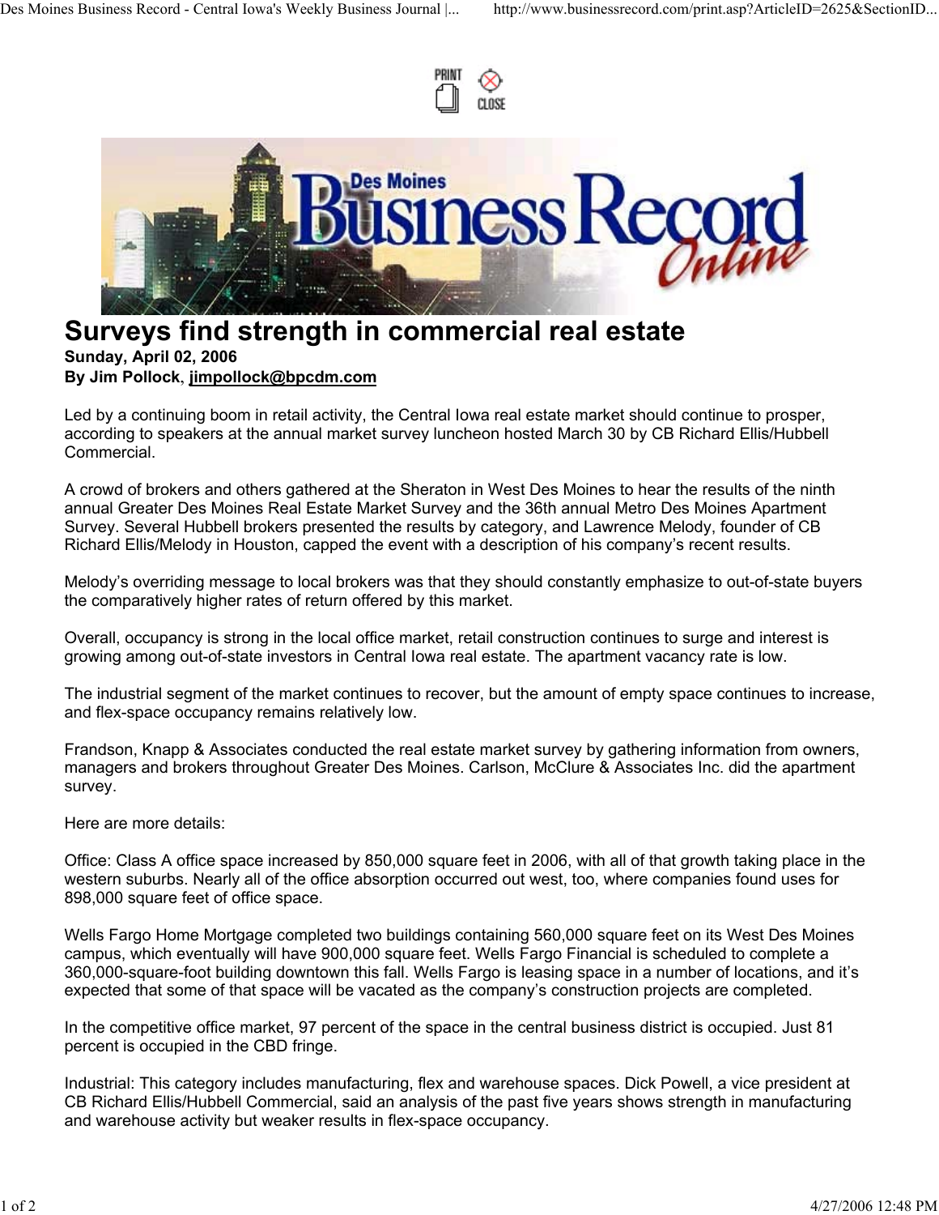# Surveys find strength in commercial real estate

**Sunday, April 02, 2006**
**By Jim Pollock, jimpollock@bpcdm.com**

Led by a continuing boom in retail activity, the Central Iowa real estate market should continue to prosper, according to speakers at the annual market survey luncheon hosted March 30 by CB Richard Ellis/Hubbell Commercial.

A crowd of brokers and others gathered at the Sheraton in West Des Moines to hear the results of the ninth annual Greater Des Moines Real Estate Market Survey and the 36th annual Metro Des Moines Apartment Survey. Several Hubbell brokers presented the results by category, and Lawrence Melody, founder of CB Richard Ellis/Melody in Houston, capped the event with a description of his company's recent results.

Melody's overriding message to local brokers was that they should constantly emphasize to out-of-state buyers the comparatively higher rates of return offered by this market.

Overall, occupancy is strong in the local office market, retail construction continues to surge and interest is growing among out-of-state investors in Central Iowa real estate. The apartment vacancy rate is low.

The industrial segment of the market continues to recover, but the amount of empty space continues to increase, and flex-space occupancy remains relatively low.

Frandson, Knapp & Associates conducted the real estate market survey by gathering information from owners, managers and brokers throughout Greater Des Moines. Carlson, McClure & Associates Inc. did the apartment survey.

Here are more details:

Office: Class A office space increased by 850,000 square feet in 2006, with all of that growth taking place in the western suburbs. Nearly all of the office absorption occurred out west, too, where companies found uses for 898,000 square feet of office space.

Wells Fargo Home Mortgage completed two buildings containing 560,000 square feet on its West Des Moines campus, which eventually will have 900,000 square feet. Wells Fargo Financial is scheduled to complete a 360,000-square-foot building downtown this fall. Wells Fargo is leasing space in a number of locations, and it's expected that some of that space will be vacated as the company's construction projects are completed.

In the competitive office market, 97 percent of the space in the central business district is occupied. Just 81 percent is occupied in the CBD fringe.

Industrial: This category includes manufacturing, flex and warehouse spaces. Dick Powell, a vice president at CB Richard Ellis/Hubbell Commercial, said an analysis of the past five years shows strength in manufacturing and warehouse activity but weaker results in flex-space occupancy.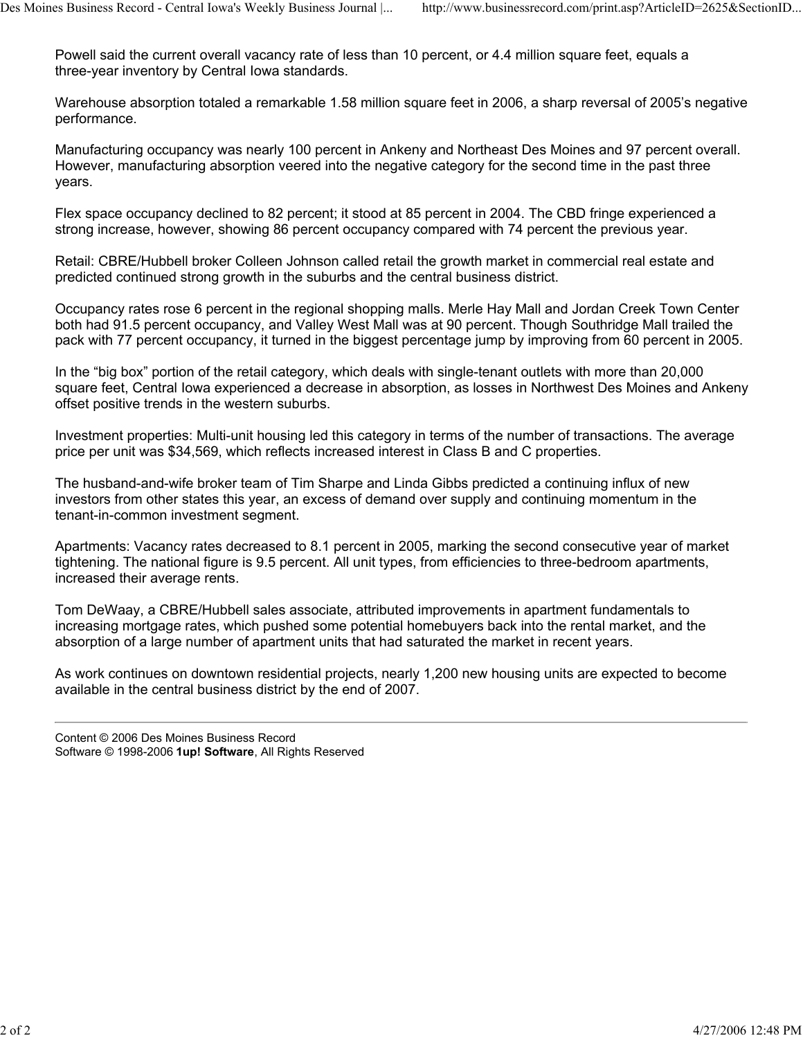Powell said the current overall vacancy rate of less than 10 percent, or 4.4 million square feet, equals a three-year inventory by Central Iowa standards.

Warehouse absorption totaled a remarkable 1.58 million square feet in 2006, a sharp reversal of 2005's negative performance.

Manufacturing occupancy was nearly 100 percent in Ankeny and Northeast Des Moines and 97 percent overall. However, manufacturing absorption veered into the negative category for the second time in the past three years.

Flex space occupancy declined to 82 percent; it stood at 85 percent in 2004. The CBD fringe experienced a strong increase, however, showing 86 percent occupancy compared with 74 percent the previous year.

Retail: CBRE/Hubbell broker Colleen Johnson called retail the growth market in commercial real estate and predicted continued strong growth in the suburbs and the central business district.

Occupancy rates rose 6 percent in the regional shopping malls. Merle Hay Mall and Jordan Creek Town Center both had 91.5 percent occupancy, and Valley West Mall was at 90 percent. Though Southridge Mall trailed the pack with 77 percent occupancy, it turned in the biggest percentage jump by improving from 60 percent in 2005.

In the "big box" portion of the retail category, which deals with single-tenant outlets with more than 20,000 square feet, Central Iowa experienced a decrease in absorption, as losses in Northwest Des Moines and Ankeny offset positive trends in the western suburbs.

Investment properties: Multi-unit housing led this category in terms of the number of transactions. The average price per unit was $34,569, which reflects increased interest in Class B and C properties.

The husband-and-wife broker team of Tim Sharpe and Linda Gibbs predicted a continuing influx of new investors from other states this year, an excess of demand over supply and continuing momentum in the tenant-in-common investment segment.

Apartments: Vacancy rates decreased to 8.1 percent in 2005, marking the second consecutive year of market tightening. The national figure is 9.5 percent. All unit types, from efficiencies to three-bedroom apartments, increased their average rents.

Tom DeWaay, a CBRE/Hubbell sales associate, attributed improvements in apartment fundamentals to increasing mortgage rates, which pushed some potential homebuyers back into the rental market, and the absorption of a large number of apartment units that had saturated the market in recent years.

As work continues on downtown residential projects, nearly 1,200 new housing units are expected to become available in the central business district by the end of 2007.

---

Content © 2006 Des Moines Business Record
Software © 1998-2006 **1up! Software**, All Rights Reserved